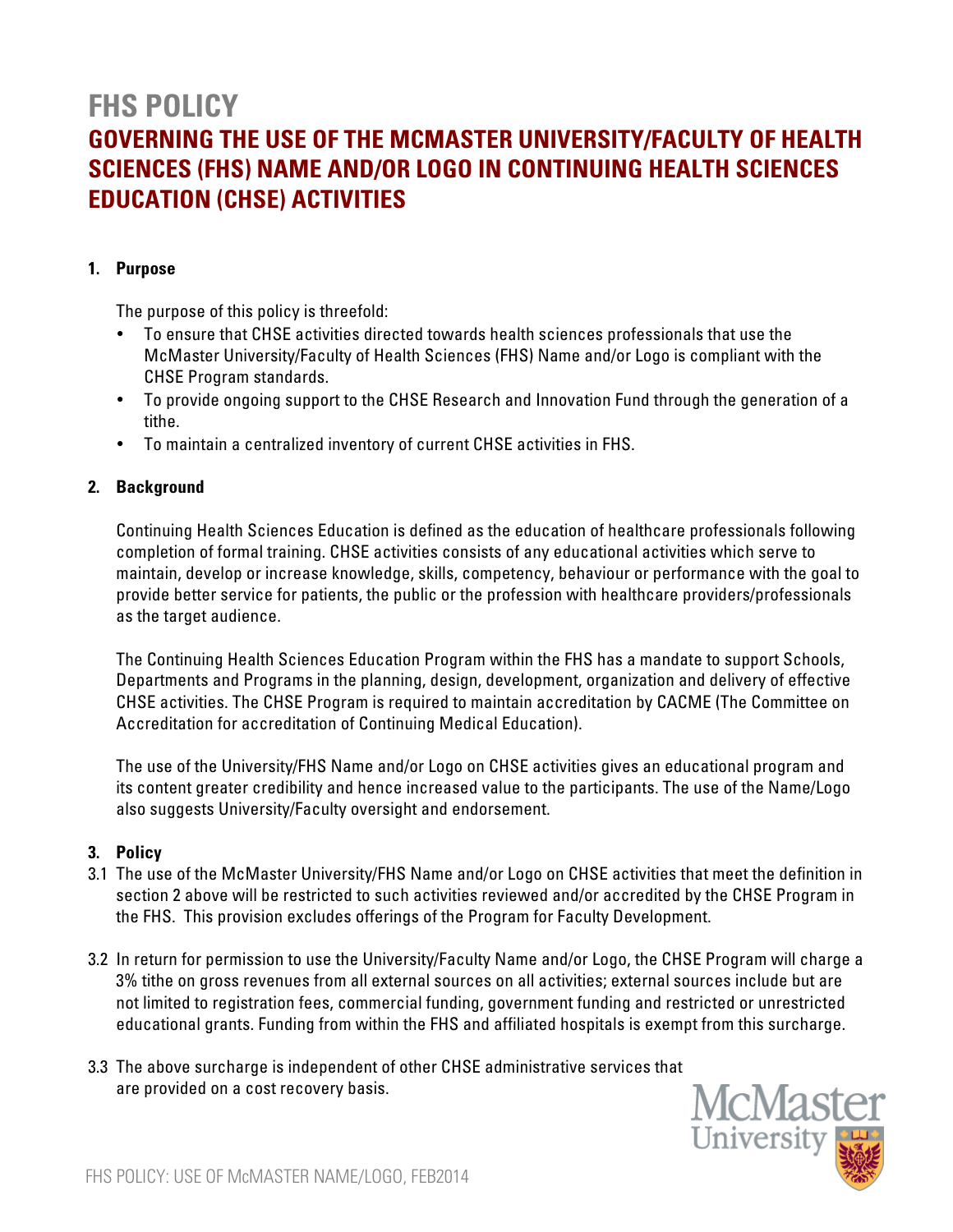# FHS POLICY

## GOVERNING THE USE OF THE MCMASTER UNIVERSITY/FACULTY OF HEALTH SCIENCES (FHS) NAME AND/OR LOGO IN CONTINUING HEALTH SCIENCES EDUCATION (CHSE) ACTIVITIES

### 1. Purpose

The purpose of this policy is threefold:

- To ensure that CHSE activities directed towards health sciences professionals that use the McMaster University/Faculty of Health Sciences (FHS) Name and/or Logo is compliant with the CHSE Program standards.
- To provide ongoing support to the CHSE Research and Innovation Fund through the generation of a tithe.
- To maintain a centralized inventory of current CHSE activities in FHS.

### 2. Background

Continuing Health Sciences Education is defined as the education of healthcare professionals following completion of formal training. CHSE activities consists of any educational activities which serve to maintain, develop or increase knowledge, skills, competency, behaviour or performance with the goal to provide better service for patients, the public or the profession with healthcare providers/professionals as the target audience.

The Continuing Health Sciences Education Program within the FHS has a mandate to support Schools, Departments and Programs in the planning, design, development, organization and delivery of effective CHSE activities. The CHSE Program is required to maintain accreditation by CACME (The Committee on Accreditation for accreditation of Continuing Medical Education).

The use of the University/FHS Name and/or Logo on CHSE activities gives an educational program and its content greater credibility and hence increased value to the participants. The use of the Name/Logo also suggests University/Faculty oversight and endorsement.

### 3. Policy

3.1 The use of the McMaster University/FHS Name and/or Logo on CHSE activities that meet the definition in section 2 above will be restricted to such activities reviewed and/or accredited by the CHSE Program in the FHS. This provision excludes offerings of the Program for Faculty Development.

3.2 In return for permission to use the University/Faculty Name and/or Logo, the CHSE Program will charge a 3% tithe on gross revenues from all external sources on all activities; external sources include but are not limited to registration fees, commercial funding, government funding and restricted or unrestricted educational grants. Funding from within the FHS and affiliated hospitals is exempt from this surcharge.

3.3 The above surcharge is independent of other CHSE administrative services that are provided on a cost recovery basis.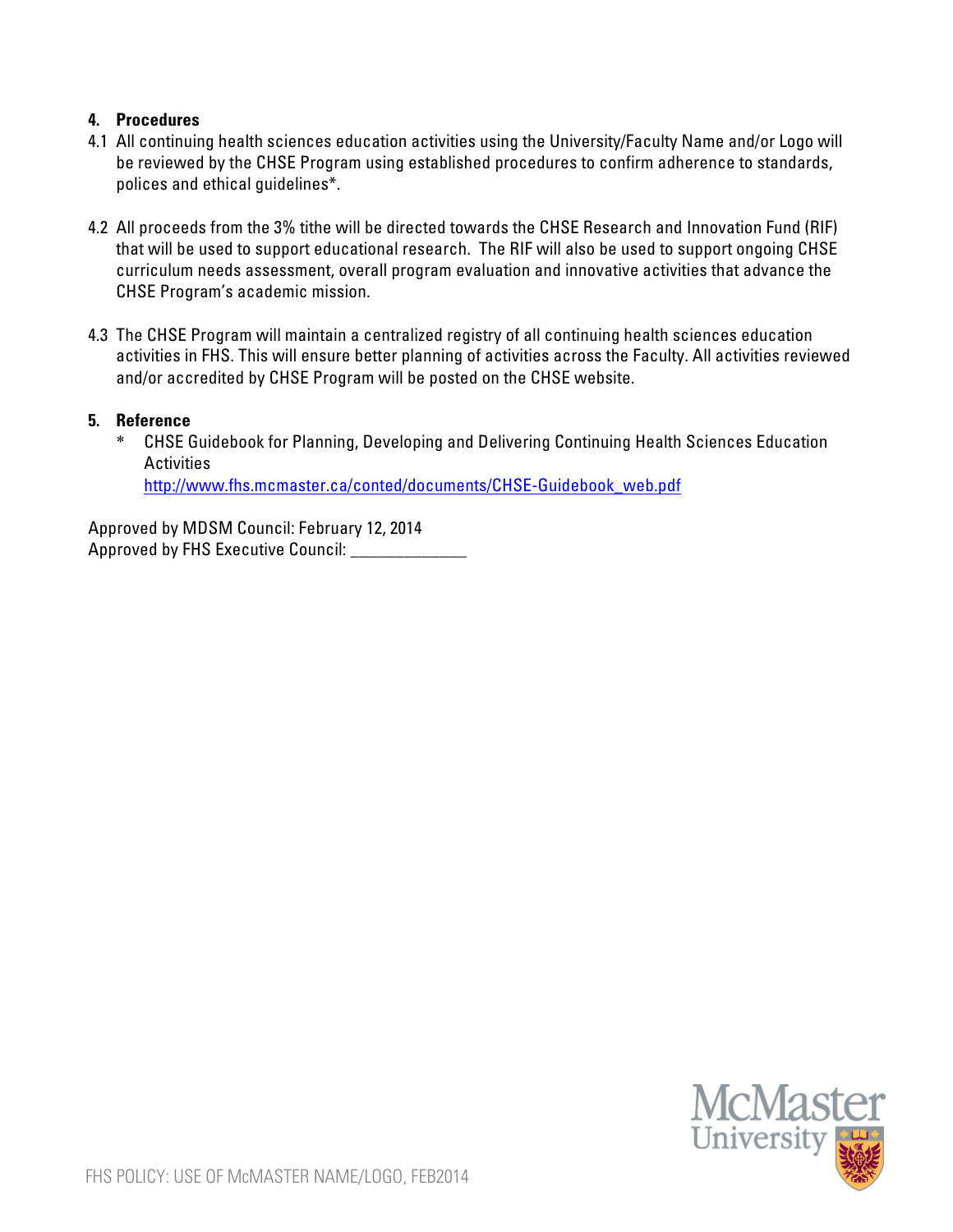## 4. Procedures

4.1 All continuing health sciences education activities using the University/Faculty Name and/or Logo will be reviewed by the CHSE Program using established procedures to confirm adherence to standards, polices and ethical guidelines*.

4.2 All proceeds from the 3% tithe will be directed towards the CHSE Research and Innovation Fund (RIF) that will be used to support educational research. The RIF will also be used to support ongoing CHSE curriculum needs assessment, overall program evaluation and innovative activities that advance the CHSE Program's academic mission.

4.3 The CHSE Program will maintain a centralized registry of all continuing health sciences education activities in FHS. This will ensure better planning of activities across the Faculty. All activities reviewed and/or accredited by CHSE Program will be posted on the CHSE website.

## 5. Reference

\* CHSE Guidebook for Planning, Developing and Delivering Continuing Health Sciences Education Activities
http://www.fhs.mcmaster.ca/conted/documents/CHSE-Guidebook_web.pdf

Approved by MDSM Council: February 12, 2014
Approved by FHS Executive Council: _______________